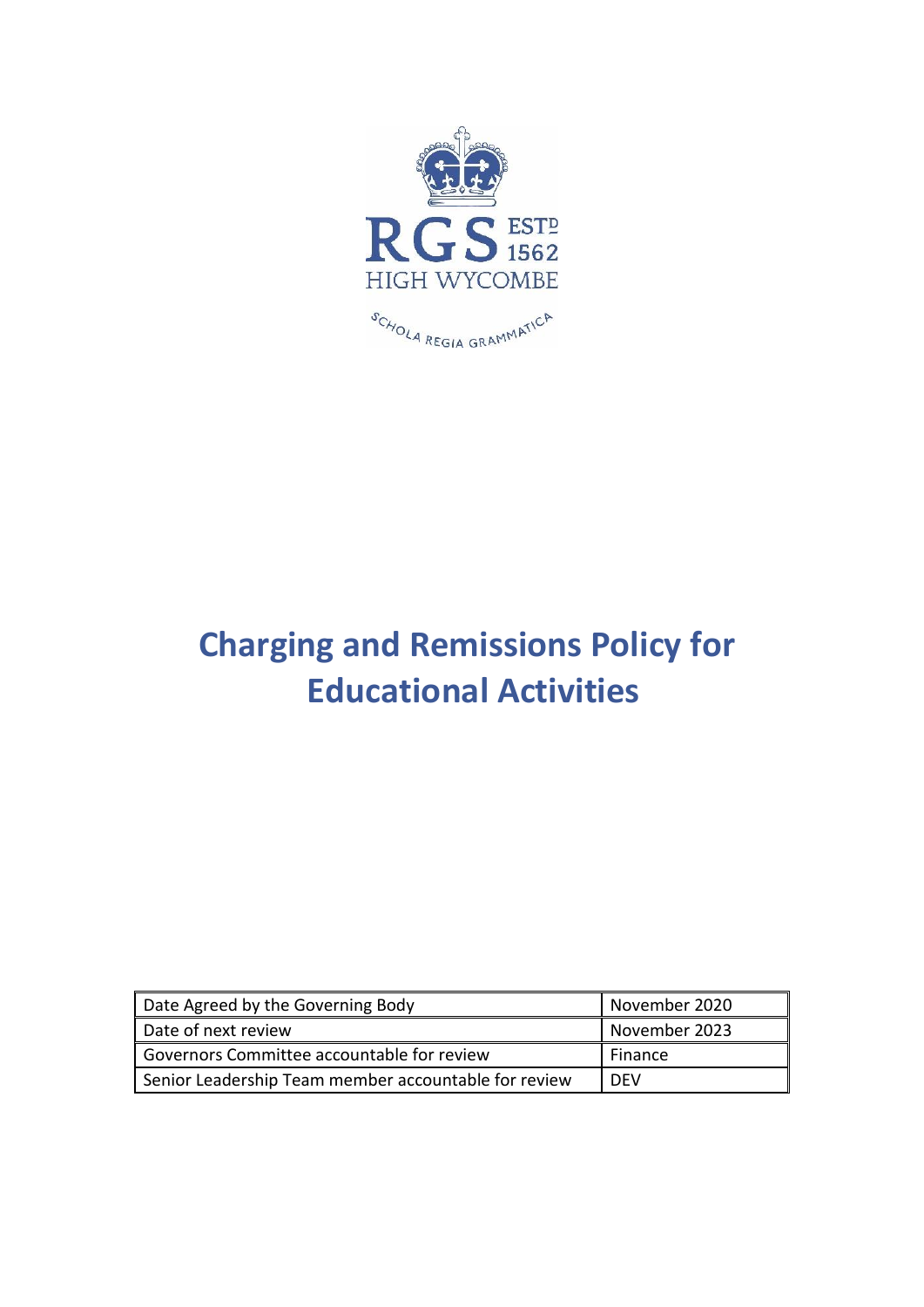RGS ESTD 1562
HIGH WYCOMBE

SCHOLA REGIA GRAMMATICA

# Charging and Remissions Policy for Educational Activities

| Date Agreed by the Governing Body | November 2020 |
|---|---|
| Date of next review | November 2023 |
| Governors Committee accountable for review | Finance |
| Senior Leadership Team member accountable for review | DEV |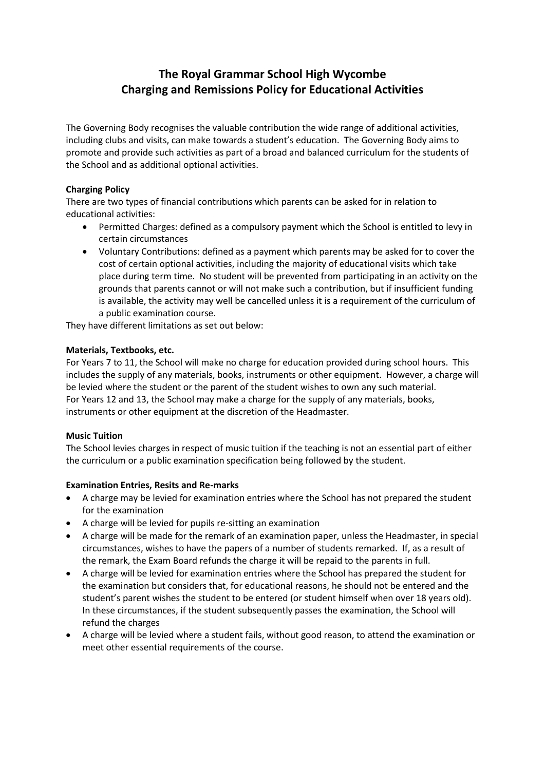# The Royal Grammar School High Wycombe
# Charging and Remissions Policy for Educational Activities

The Governing Body recognises the valuable contribution the wide range of additional activities, including clubs and visits, can make towards a student's education. The Governing Body aims to promote and provide such activities as part of a broad and balanced curriculum for the students of the School and as additional optional activities.

**Charging Policy**

There are two types of financial contributions which parents can be asked for in relation to educational activities:

- Permitted Charges: defined as a compulsory payment which the School is entitled to levy in certain circumstances
- Voluntary Contributions: defined as a payment which parents may be asked for to cover the cost of certain optional activities, including the majority of educational visits which take place during term time. No student will be prevented from participating in an activity on the grounds that parents cannot or will not make such a contribution, but if insufficient funding is available, the activity may well be cancelled unless it is a requirement of the curriculum of a public examination course.

They have different limitations as set out below:

**Materials, Textbooks, etc.**

For Years 7 to 11, the School will make no charge for education provided during school hours. This includes the supply of any materials, books, instruments or other equipment. However, a charge will be levied where the student or the parent of the student wishes to own any such material.
For Years 12 and 13, the School may make a charge for the supply of any materials, books, instruments or other equipment at the discretion of the Headmaster.

**Music Tuition**

The School levies charges in respect of music tuition if the teaching is not an essential part of either the curriculum or a public examination specification being followed by the student.

**Examination Entries, Resits and Re-marks**

- A charge may be levied for examination entries where the School has not prepared the student for the examination
- A charge will be levied for pupils re-sitting an examination
- A charge will be made for the remark of an examination paper, unless the Headmaster, in special circumstances, wishes to have the papers of a number of students remarked. If, as a result of the remark, the Exam Board refunds the charge it will be repaid to the parents in full.
- A charge will be levied for examination entries where the School has prepared the student for the examination but considers that, for educational reasons, he should not be entered and the student's parent wishes the student to be entered (or student himself when over 18 years old). In these circumstances, if the student subsequently passes the examination, the School will refund the charges
- A charge will be levied where a student fails, without good reason, to attend the examination or meet other essential requirements of the course.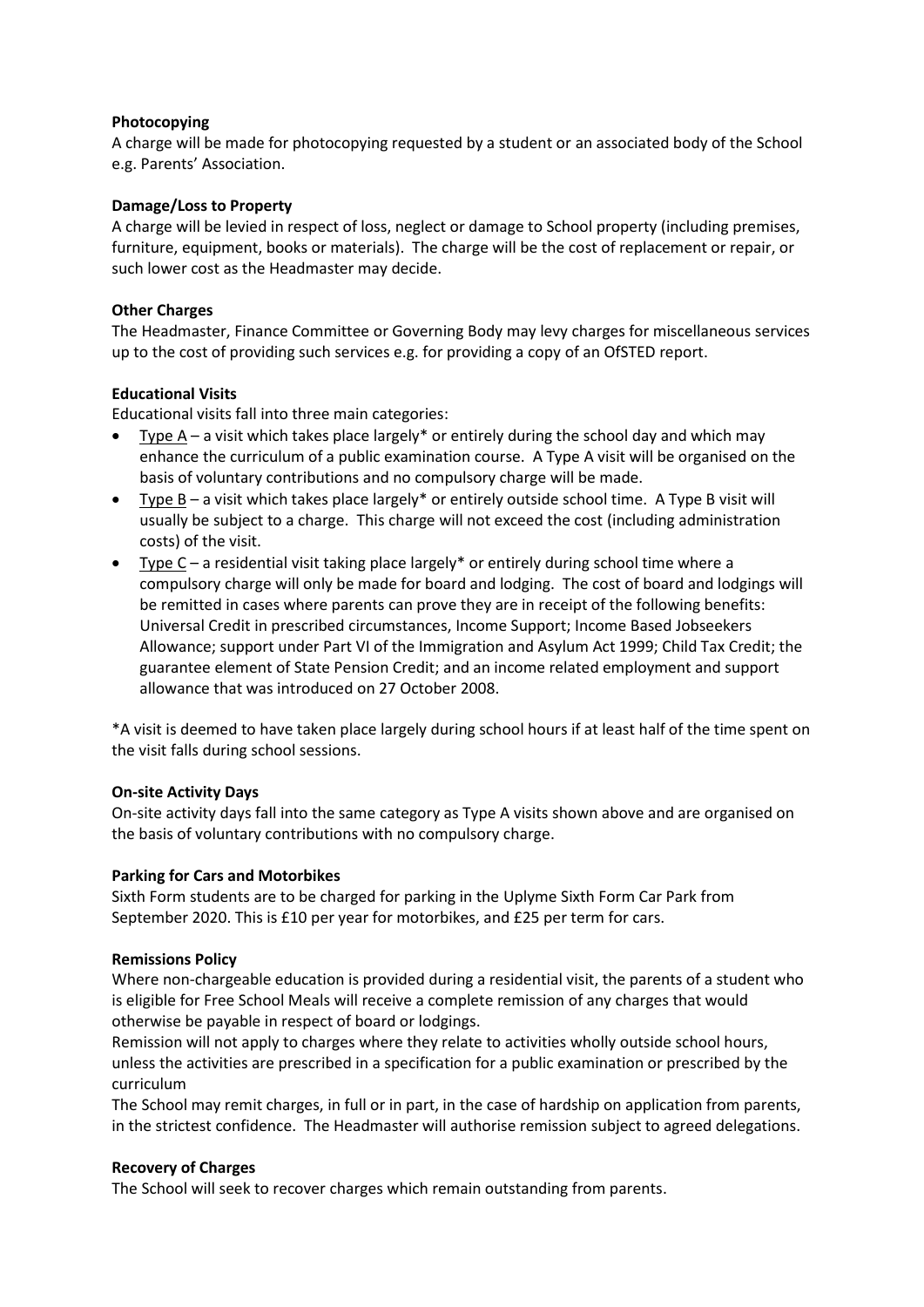**Photocopying**

A charge will be made for photocopying requested by a student or an associated body of the School e.g. Parents' Association.

**Damage/Loss to Property**

A charge will be levied in respect of loss, neglect or damage to School property (including premises, furniture, equipment, books or materials). The charge will be the cost of replacement or repair, or such lower cost as the Headmaster may decide.

**Other Charges**

The Headmaster, Finance Committee or Governing Body may levy charges for miscellaneous services up to the cost of providing such services e.g. for providing a copy of an OfSTED report.

**Educational Visits**

Educational visits fall into three main categories:

- Type A – a visit which takes place largely* or entirely during the school day and which may enhance the curriculum of a public examination course. A Type A visit will be organised on the basis of voluntary contributions and no compulsory charge will be made.
- Type B – a visit which takes place largely* or entirely outside school time. A Type B visit will usually be subject to a charge. This charge will not exceed the cost (including administration costs) of the visit.
- Type C – a residential visit taking place largely* or entirely during school time where a compulsory charge will only be made for board and lodging. The cost of board and lodgings will be remitted in cases where parents can prove they are in receipt of the following benefits: Universal Credit in prescribed circumstances, Income Support; Income Based Jobseekers Allowance; support under Part VI of the Immigration and Asylum Act 1999; Child Tax Credit; the guarantee element of State Pension Credit; and an income related employment and support allowance that was introduced on 27 October 2008.

*A visit is deemed to have taken place largely during school hours if at least half of the time spent on the visit falls during school sessions.

**On-site Activity Days**

On-site activity days fall into the same category as Type A visits shown above and are organised on the basis of voluntary contributions with no compulsory charge.

**Parking for Cars and Motorbikes**

Sixth Form students are to be charged for parking in the Uplyme Sixth Form Car Park from September 2020. This is £10 per year for motorbikes, and £25 per term for cars.

**Remissions Policy**

Where non-chargeable education is provided during a residential visit, the parents of a student who is eligible for Free School Meals will receive a complete remission of any charges that would otherwise be payable in respect of board or lodgings.

Remission will not apply to charges where they relate to activities wholly outside school hours, unless the activities are prescribed in a specification for a public examination or prescribed by the curriculum

The School may remit charges, in full or in part, in the case of hardship on application from parents, in the strictest confidence. The Headmaster will authorise remission subject to agreed delegations.

**Recovery of Charges**

The School will seek to recover charges which remain outstanding from parents.